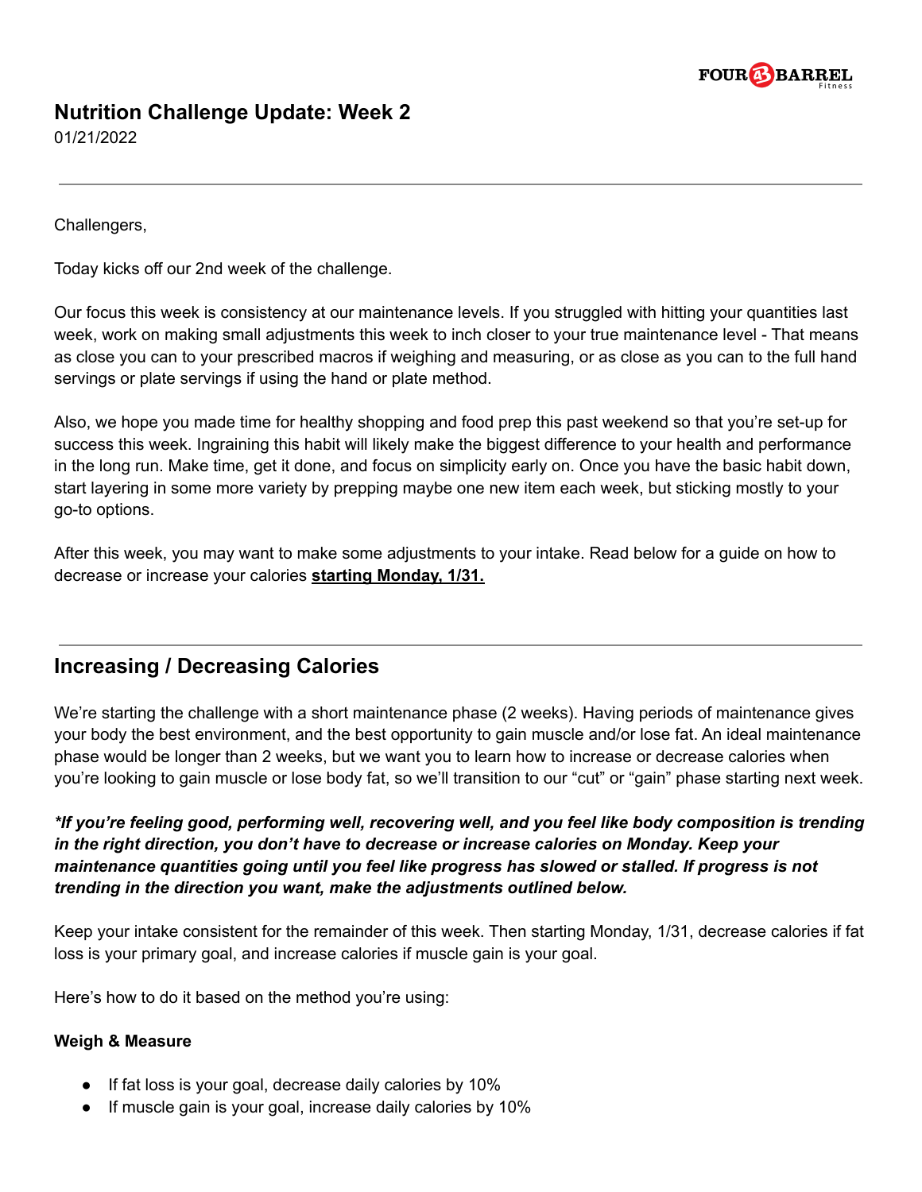# Nutrition Challenge Update: Week 2

01/21/2022

---

Challengers,

Today kicks off our 2nd week of the challenge.

Our focus this week is consistency at our maintenance levels. If you struggled with hitting your quantities last week, work on making small adjustments this week to inch closer to your true maintenance level - That means as close you can to your prescribed macros if weighing and measuring, or as close as you can to the full hand servings or plate servings if using the hand or plate method.

Also, we hope you made time for healthy shopping and food prep this past weekend so that you're set-up for success this week. Ingraining this habit will likely make the biggest difference to your health and performance in the long run. Make time, get it done, and focus on simplicity early on. Once you have the basic habit down, start layering in some more variety by prepping maybe one new item each week, but sticking mostly to your go-to options.

After this week, you may want to make some adjustments to your intake. Read below for a guide on how to decrease or increase your calories **starting Monday, 1/31.**

---

## Increasing / Decreasing Calories

We're starting the challenge with a short maintenance phase (2 weeks). Having periods of maintenance gives your body the best environment, and the best opportunity to gain muscle and/or lose fat. An ideal maintenance phase would be longer than 2 weeks, but we want you to learn how to increase or decrease calories when you're looking to gain muscle or lose body fat, so we'll transition to our "cut" or "gain" phase starting next week.

***If you're feeling good, performing well, recovering well, and you feel like body composition is trending in the right direction, you don't have to decrease or increase calories on Monday. Keep your maintenance quantities going until you feel like progress has slowed or stalled. If progress is not trending in the direction you want, make the adjustments outlined below.***

Keep your intake consistent for the remainder of this week. Then starting Monday, 1/31, decrease calories if fat loss is your primary goal, and increase calories if muscle gain is your goal.

Here's how to do it based on the method you're using:

**Weigh & Measure**

- If fat loss is your goal, decrease daily calories by 10%
- If muscle gain is your goal, increase daily calories by 10%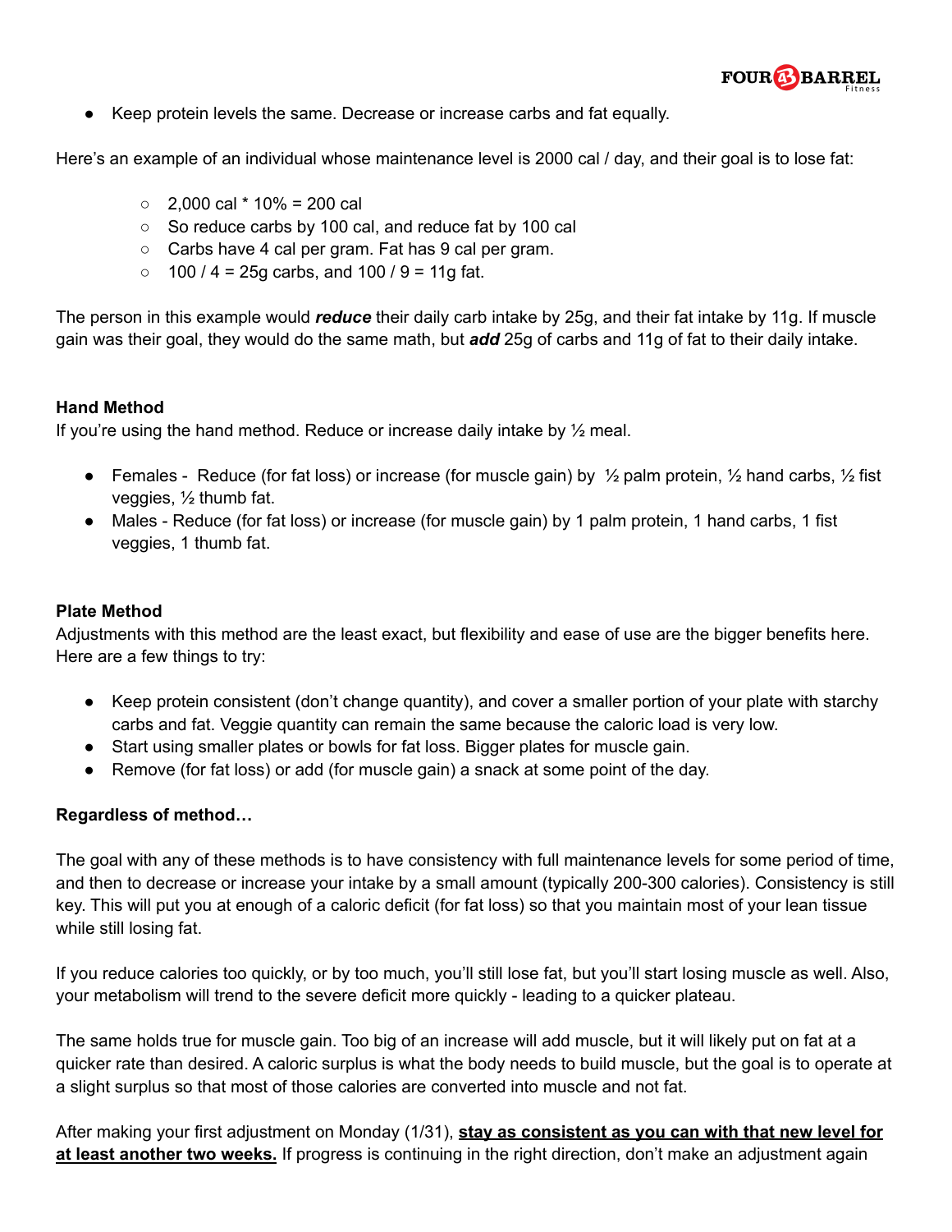- Keep protein levels the same. Decrease or increase carbs and fat equally.

Here's an example of an individual whose maintenance level is 2000 cal / day, and their goal is to lose fat:

  - 2,000 cal * 10% = 200 cal
  - So reduce carbs by 100 cal, and reduce fat by 100 cal
  - Carbs have 4 cal per gram. Fat has 9 cal per gram.
  - 100 / 4 = 25g carbs, and 100 / 9 = 11g fat.

The person in this example would ***reduce*** their daily carb intake by 25g, and their fat intake by 11g. If muscle gain was their goal, they would do the same math, but ***add*** 25g of carbs and 11g of fat to their daily intake.

**Hand Method**

If you're using the hand method. Reduce or increase daily intake by ½ meal.

- Females - Reduce (for fat loss) or increase (for muscle gain) by ½ palm protein, ½ hand carbs, ½ fist veggies, ½ thumb fat.
- Males - Reduce (for fat loss) or increase (for muscle gain) by 1 palm protein, 1 hand carbs, 1 fist veggies, 1 thumb fat.

**Plate Method**

Adjustments with this method are the least exact, but flexibility and ease of use are the bigger benefits here. Here are a few things to try:

- Keep protein consistent (don't change quantity), and cover a smaller portion of your plate with starchy carbs and fat. Veggie quantity can remain the same because the caloric load is very low.
- Start using smaller plates or bowls for fat loss. Bigger plates for muscle gain.
- Remove (for fat loss) or add (for muscle gain) a snack at some point of the day.

**Regardless of method…**

The goal with any of these methods is to have consistency with full maintenance levels for some period of time, and then to decrease or increase your intake by a small amount (typically 200-300 calories). Consistency is still key. This will put you at enough of a caloric deficit (for fat loss) so that you maintain most of your lean tissue while still losing fat.

If you reduce calories too quickly, or by too much, you'll still lose fat, but you'll start losing muscle as well. Also, your metabolism will trend to the severe deficit more quickly - leading to a quicker plateau.

The same holds true for muscle gain. Too big of an increase will add muscle, but it will likely put on fat at a quicker rate than desired. A caloric surplus is what the body needs to build muscle, but the goal is to operate at a slight surplus so that most of those calories are converted into muscle and not fat.

After making your first adjustment on Monday (1/31), **<u>stay as consistent as you can with that new level for at least another two weeks.</u>** If progress is continuing in the right direction, don't make an adjustment again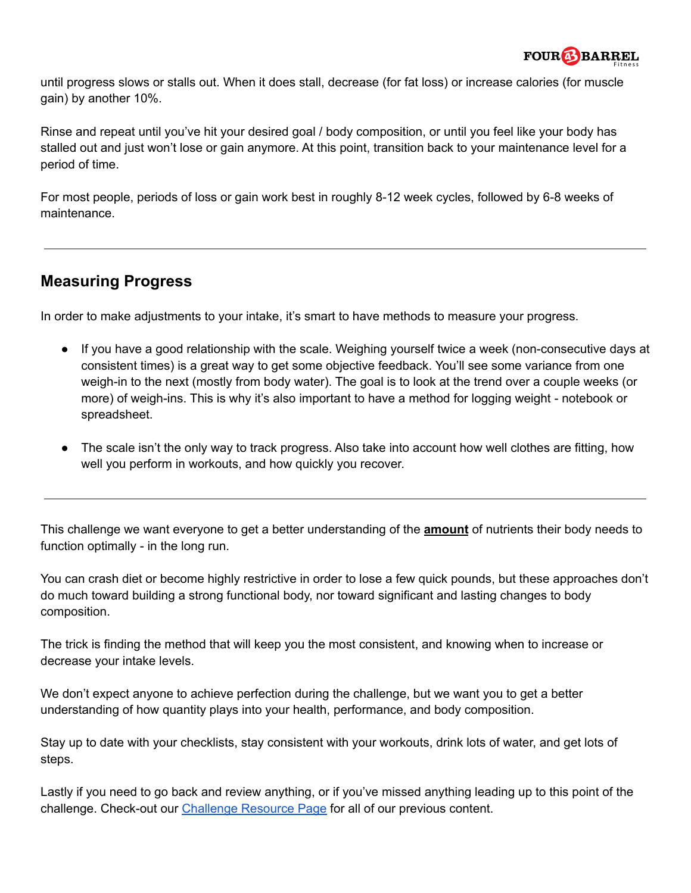until progress slows or stalls out. When it does stall, decrease (for fat loss) or increase calories (for muscle gain) by another 10%.

Rinse and repeat until you've hit your desired goal / body composition, or until you feel like your body has stalled out and just won't lose or gain anymore. At this point, transition back to your maintenance level for a period of time.

For most people, periods of loss or gain work best in roughly 8-12 week cycles, followed by 6-8 weeks of maintenance.

---

## Measuring Progress

In order to make adjustments to your intake, it's smart to have methods to measure your progress.

- If you have a good relationship with the scale. Weighing yourself twice a week (non-consecutive days at consistent times) is a great way to get some objective feedback. You'll see some variance from one weigh-in to the next (mostly from body water). The goal is to look at the trend over a couple weeks (or more) of weigh-ins. This is why it's also important to have a method for logging weight - notebook or spreadsheet.

- The scale isn't the only way to track progress. Also take into account how well clothes are fitting, how well you perform in workouts, and how quickly you recover.

---

This challenge we want everyone to get a better understanding of the **<u>amount</u>** of nutrients their body needs to function optimally - in the long run.

You can crash diet or become highly restrictive in order to lose a few quick pounds, but these approaches don't do much toward building a strong functional body, nor toward significant and lasting changes to body composition.

The trick is finding the method that will keep you the most consistent, and knowing when to increase or decrease your intake levels.

We don't expect anyone to achieve perfection during the challenge, but we want you to get a better understanding of how quantity plays into your health, performance, and body composition.

Stay up to date with your checklists, stay consistent with your workouts, drink lots of water, and get lots of steps.

Lastly if you need to go back and review anything, or if you've missed anything leading up to this point of the challenge. Check-out our [Challenge Resource Page]() for all of our previous content.